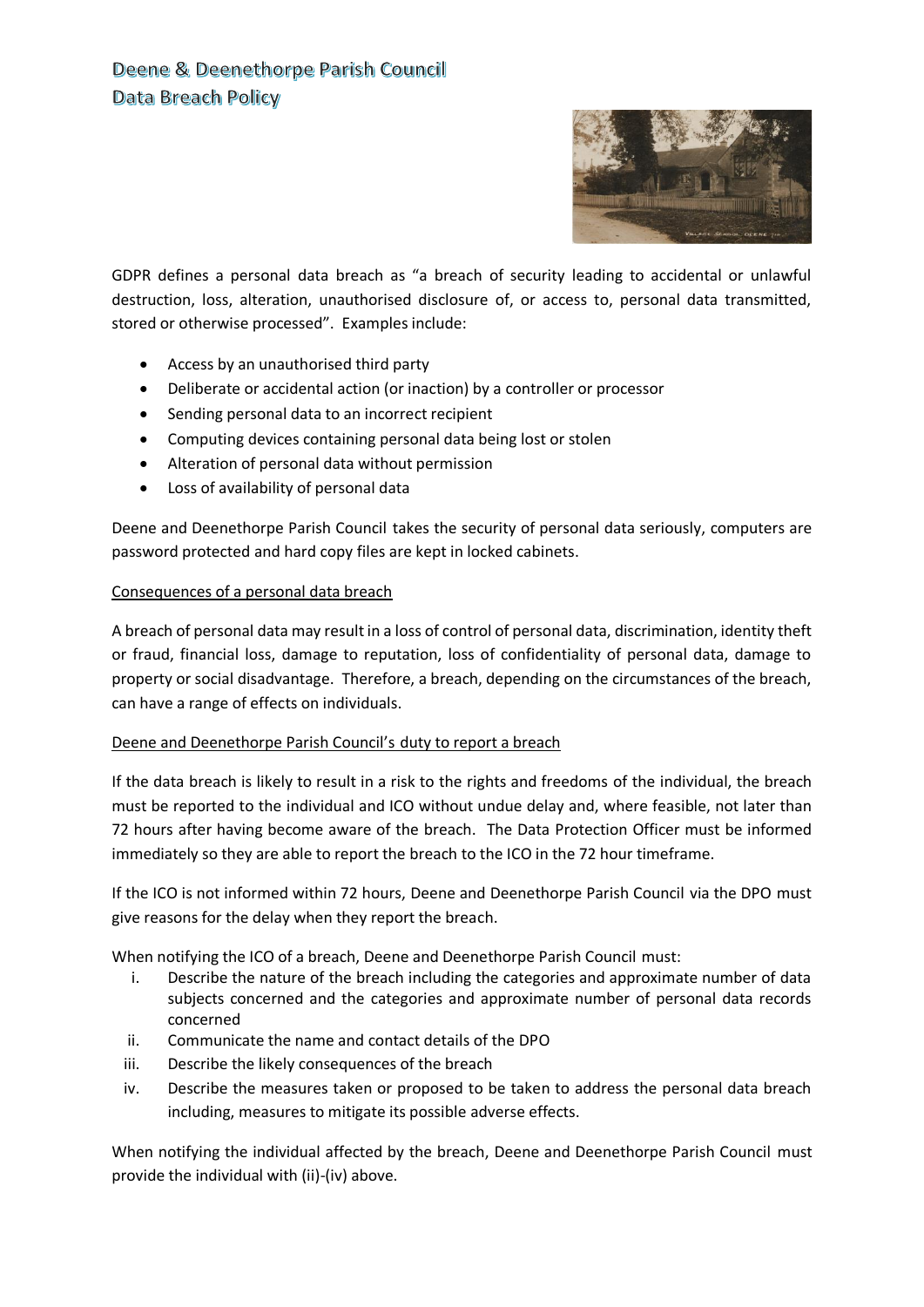# Deene & Deenethorpe Parish Council
# Data Breach Policy

GDPR defines a personal data breach as "a breach of security leading to accidental or unlawful destruction, loss, alteration, unauthorised disclosure of, or access to, personal data transmitted, stored or otherwise processed". Examples include:

- Access by an unauthorised third party
- Deliberate or accidental action (or inaction) by a controller or processor
- Sending personal data to an incorrect recipient
- Computing devices containing personal data being lost or stolen
- Alteration of personal data without permission
- Loss of availability of personal data

Deene and Deenethorpe Parish Council takes the security of personal data seriously, computers are password protected and hard copy files are kept in locked cabinets.

<u>Consequences of a personal data breach</u>

A breach of personal data may result in a loss of control of personal data, discrimination, identity theft or fraud, financial loss, damage to reputation, loss of confidentiality of personal data, damage to property or social disadvantage. Therefore, a breach, depending on the circumstances of the breach, can have a range of effects on individuals.

<u>Deene and Deenethorpe Parish Council's duty to report a breach</u>

If the data breach is likely to result in a risk to the rights and freedoms of the individual, the breach must be reported to the individual and ICO without undue delay and, where feasible, not later than 72 hours after having become aware of the breach. The Data Protection Officer must be informed immediately so they are able to report the breach to the ICO in the 72 hour timeframe.

If the ICO is not informed within 72 hours, Deene and Deenethorpe Parish Council via the DPO must give reasons for the delay when they report the breach.

When notifying the ICO of a breach, Deene and Deenethorpe Parish Council must:

i. Describe the nature of the breach including the categories and approximate number of data subjects concerned and the categories and approximate number of personal data records concerned
ii. Communicate the name and contact details of the DPO
iii. Describe the likely consequences of the breach
iv. Describe the measures taken or proposed to be taken to address the personal data breach including, measures to mitigate its possible adverse effects.

When notifying the individual affected by the breach, Deene and Deenethorpe Parish Council must provide the individual with (ii)-(iv) above.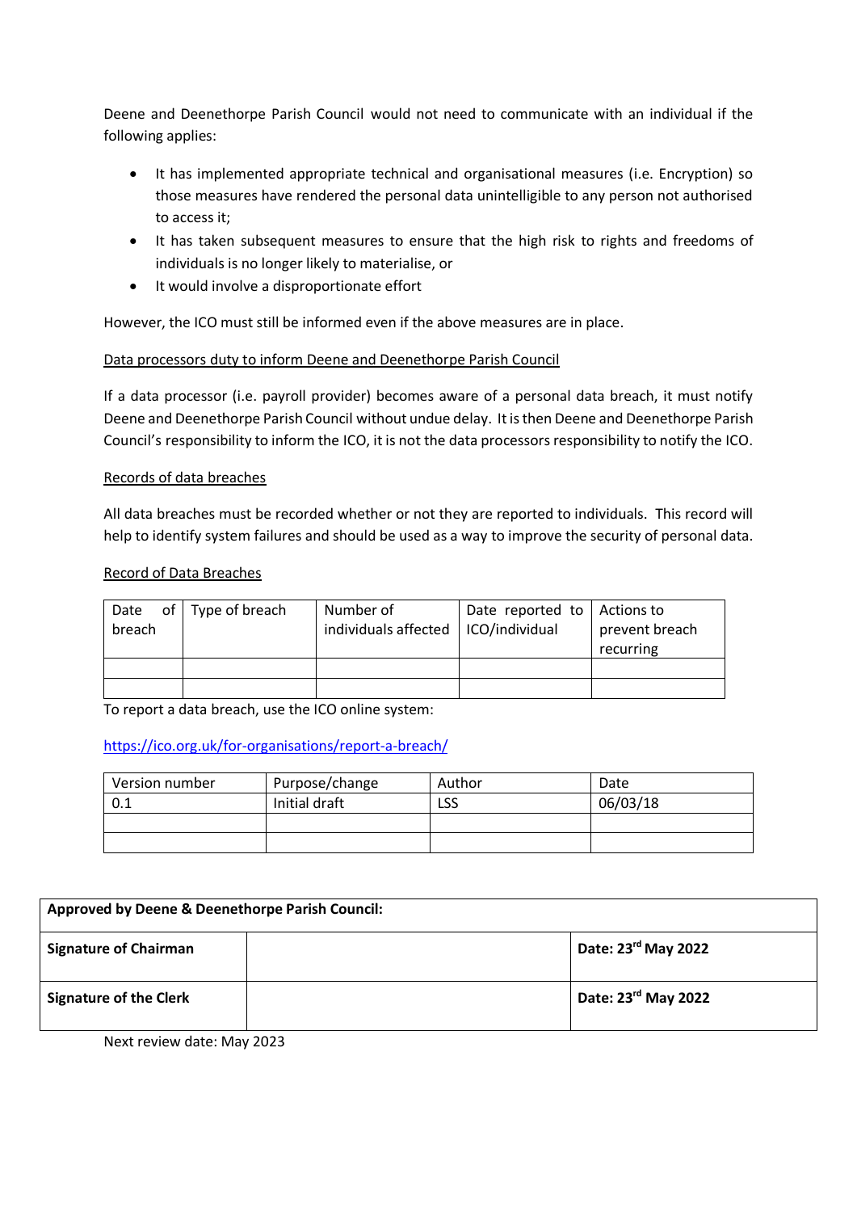Deene and Deenethorpe Parish Council would not need to communicate with an individual if the following applies:

- It has implemented appropriate technical and organisational measures (i.e. Encryption) so those measures have rendered the personal data unintelligible to any person not authorised to access it;
- It has taken subsequent measures to ensure that the high risk to rights and freedoms of individuals is no longer likely to materialise, or
- It would involve a disproportionate effort

However, the ICO must still be informed even if the above measures are in place.

Data processors duty to inform Deene and Deenethorpe Parish Council

If a data processor (i.e. payroll provider) becomes aware of a personal data breach, it must notify Deene and Deenethorpe Parish Council without undue delay. It is then Deene and Deenethorpe Parish Council's responsibility to inform the ICO, it is not the data processors responsibility to notify the ICO.

Records of data breaches

All data breaches must be recorded whether or not they are reported to individuals. This record will help to identify system failures and should be used as a way to improve the security of personal data.

Record of Data Breaches

| Date of breach | Type of breach | Number of individuals affected | Date reported to ICO/individual | Actions to prevent breach recurring |
|---|---|---|---|---|
| | | | | |
| | | | | |

To report a data breach, use the ICO online system:

https://ico.org.uk/for-organisations/report-a-breach/

| Version number | Purpose/change | Author | Date |
|---|---|---|---|
| 0.1 | Initial draft | LSS | 06/03/18 |
| | | | |
| | | | |

| **Approved by Deene & Deenethorpe Parish Council:** | | |
|---|---|---|
| **Signature of Chairman** | | **Date: 23rd May 2022** |
| **Signature of the Clerk** | | **Date: 23rd May 2022** |

Next review date: May 2023